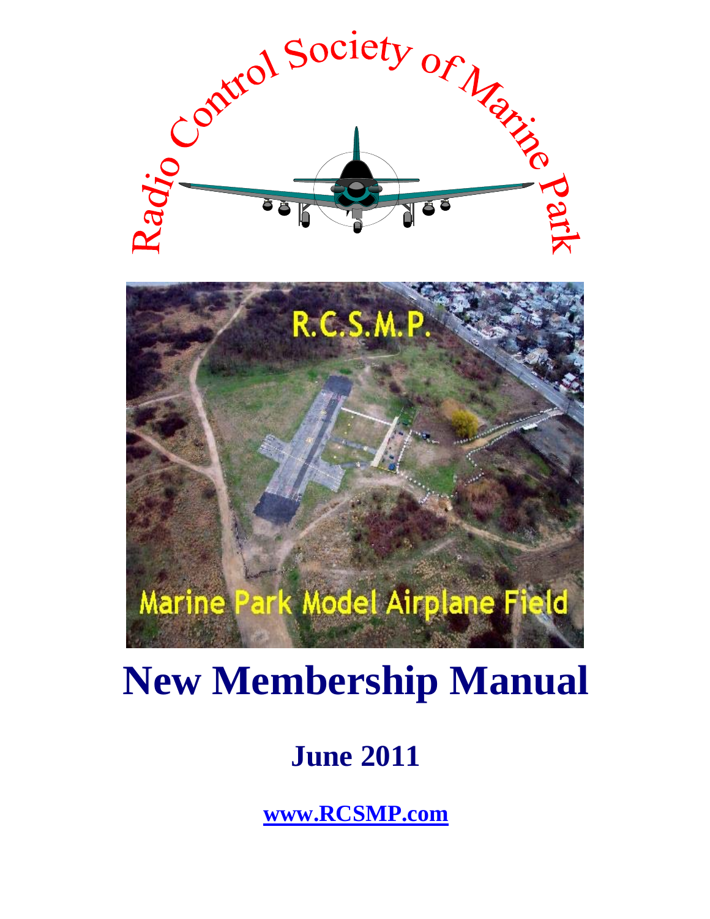Radio Control Society of Marine Park

R.C.S.M.P.

Marine Park Model Airplane Field

# New Membership Manual

## June 2011

**www.RCSMP.com**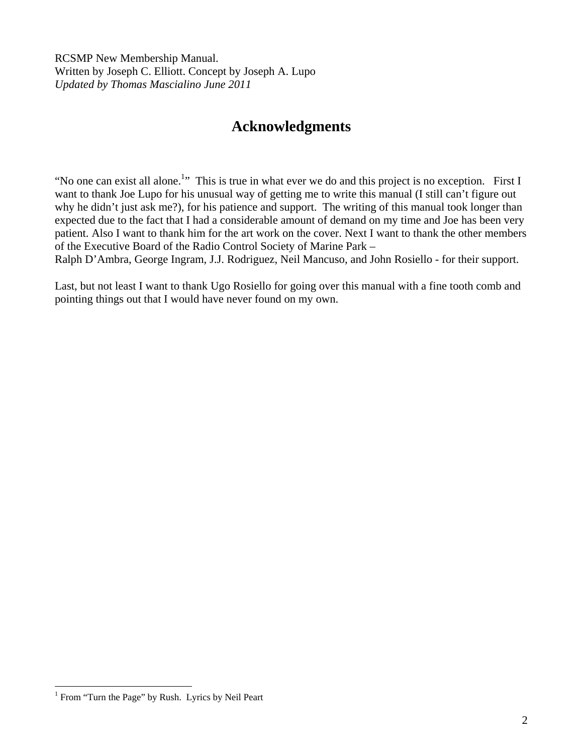RCSMP New Membership Manual.
Written by Joseph C. Elliott. Concept by Joseph A. Lupo
*Updated by Thomas Mascialino June 2011*

# Acknowledgments

"No one can exist all alone.[1]" This is true in what ever we do and this project is no exception. First I want to thank Joe Lupo for his unusual way of getting me to write this manual (I still can't figure out why he didn't just ask me?), for his patience and support. The writing of this manual took longer than expected due to the fact that I had a considerable amount of demand on my time and Joe has been very patient. Also I want to thank him for the art work on the cover. Next I want to thank the other members of the Executive Board of the Radio Control Society of Marine Park –
Ralph D'Ambra, George Ingram, J.J. Rodriguez, Neil Mancuso, and John Rosiello - for their support.

Last, but not least I want to thank Ugo Rosiello for going over this manual with a fine tooth comb and pointing things out that I would have never found on my own.

---

[1] From "Turn the Page" by Rush. Lyrics by Neil Peart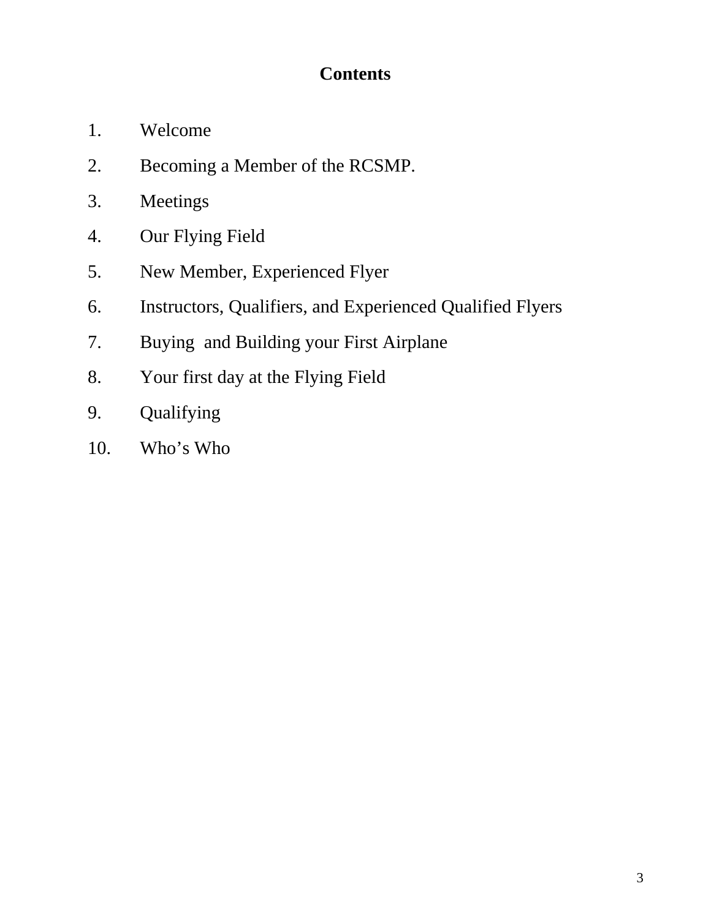# Contents

1. Welcome
2. Becoming a Member of the RCSMP.
3. Meetings
4. Our Flying Field
5. New Member, Experienced Flyer
6. Instructors, Qualifiers, and Experienced Qualified Flyers
7. Buying and Building your First Airplane
8. Your first day at the Flying Field
9. Qualifying
10. Who's Who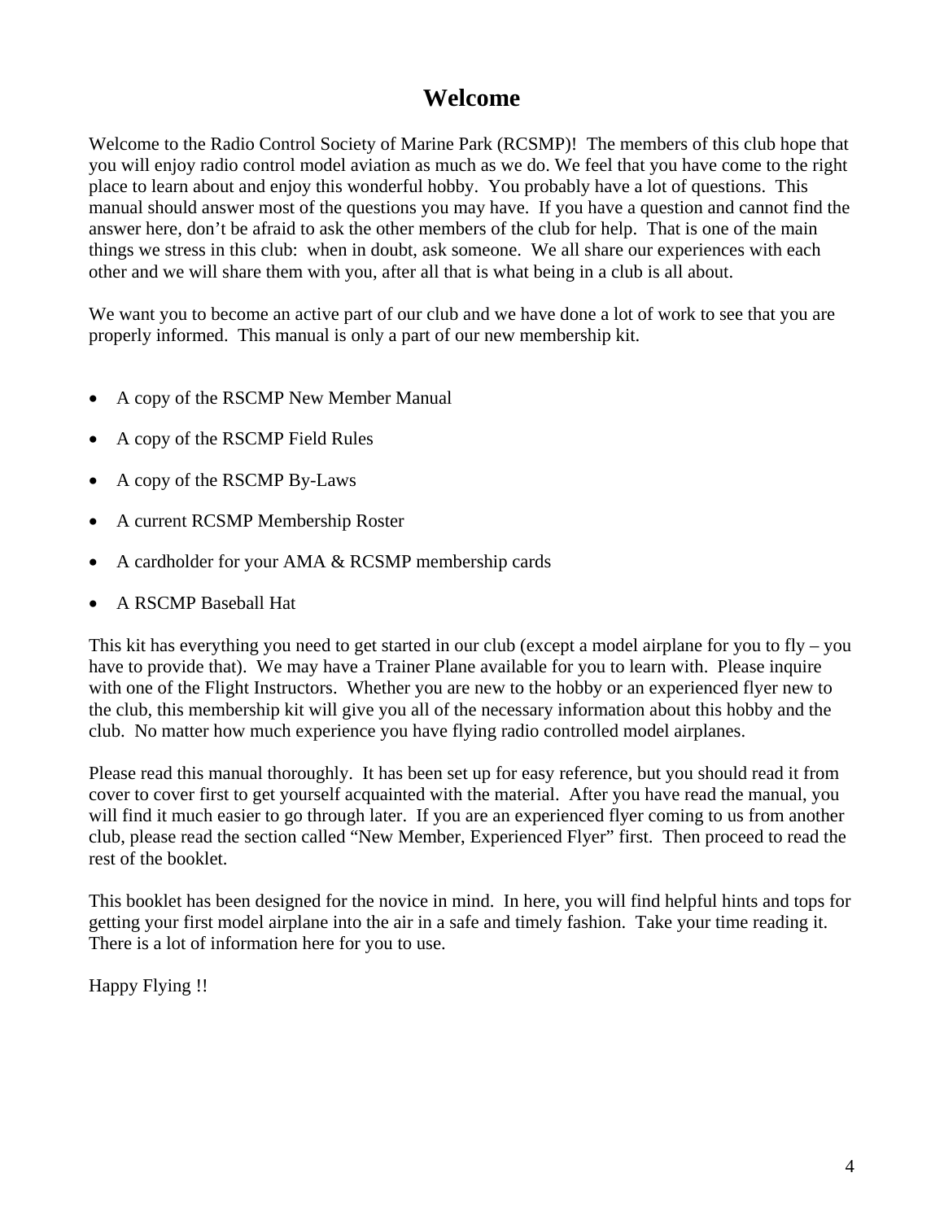# Welcome

Welcome to the Radio Control Society of Marine Park (RCSMP)! The members of this club hope that you will enjoy radio control model aviation as much as we do. We feel that you have come to the right place to learn about and enjoy this wonderful hobby. You probably have a lot of questions. This manual should answer most of the questions you may have. If you have a question and cannot find the answer here, don't be afraid to ask the other members of the club for help. That is one of the main things we stress in this club: when in doubt, ask someone. We all share our experiences with each other and we will share them with you, after all that is what being in a club is all about.

We want you to become an active part of our club and we have done a lot of work to see that you are properly informed. This manual is only a part of our new membership kit.

- A copy of the RSCMP New Member Manual
- A copy of the RSCMP Field Rules
- A copy of the RSCMP By-Laws
- A current RCSMP Membership Roster
- A cardholder for your AMA & RCSMP membership cards
- A RSCMP Baseball Hat

This kit has everything you need to get started in our club (except a model airplane for you to fly – you have to provide that). We may have a Trainer Plane available for you to learn with. Please inquire with one of the Flight Instructors. Whether you are new to the hobby or an experienced flyer new to the club, this membership kit will give you all of the necessary information about this hobby and the club. No matter how much experience you have flying radio controlled model airplanes.

Please read this manual thoroughly. It has been set up for easy reference, but you should read it from cover to cover first to get yourself acquainted with the material. After you have read the manual, you will find it much easier to go through later. If you are an experienced flyer coming to us from another club, please read the section called "New Member, Experienced Flyer" first. Then proceed to read the rest of the booklet.

This booklet has been designed for the novice in mind. In here, you will find helpful hints and tops for getting your first model airplane into the air in a safe and timely fashion. Take your time reading it. There is a lot of information here for you to use.

Happy Flying !!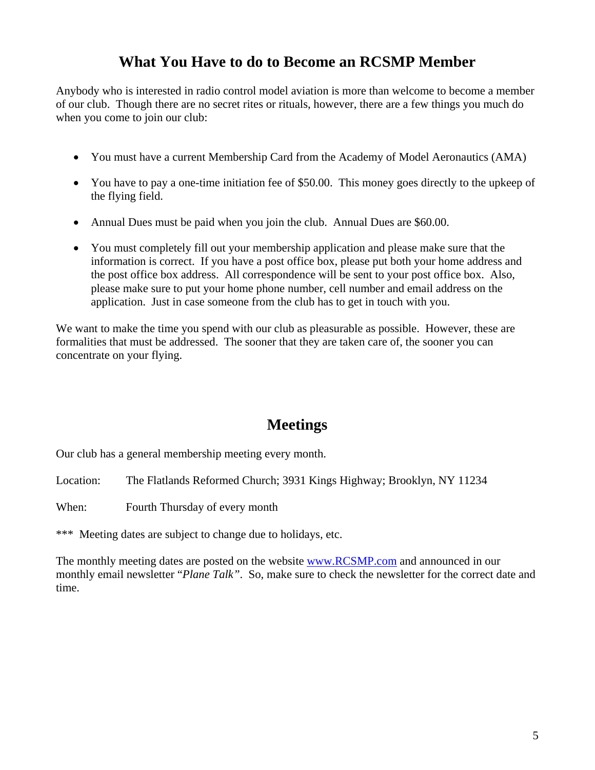## What You Have to do to Become an RCSMP Member

Anybody who is interested in radio control model aviation is more than welcome to become a member of our club. Though there are no secret rites or rituals, however, there are a few things you much do when you come to join our club:

- You must have a current Membership Card from the Academy of Model Aeronautics (AMA)
- You have to pay a one-time initiation fee of $50.00. This money goes directly to the upkeep of the flying field.
- Annual Dues must be paid when you join the club. Annual Dues are $60.00.
- You must completely fill out your membership application and please make sure that the information is correct. If you have a post office box, please put both your home address and the post office box address. All correspondence will be sent to your post office box. Also, please make sure to put your home phone number, cell number and email address on the application. Just in case someone from the club has to get in touch with you.

We want to make the time you spend with our club as pleasurable as possible. However, these are formalities that must be addressed. The sooner that they are taken care of, the sooner you can concentrate on your flying.

## Meetings

Our club has a general membership meeting every month.

Location: The Flatlands Reformed Church; 3931 Kings Highway; Brooklyn, NY 11234

When: Fourth Thursday of every month

*** Meeting dates are subject to change due to holidays, etc.

The monthly meeting dates are posted on the website www.RCSMP.com and announced in our monthly email newsletter "*Plane Talk*". So, make sure to check the newsletter for the correct date and time.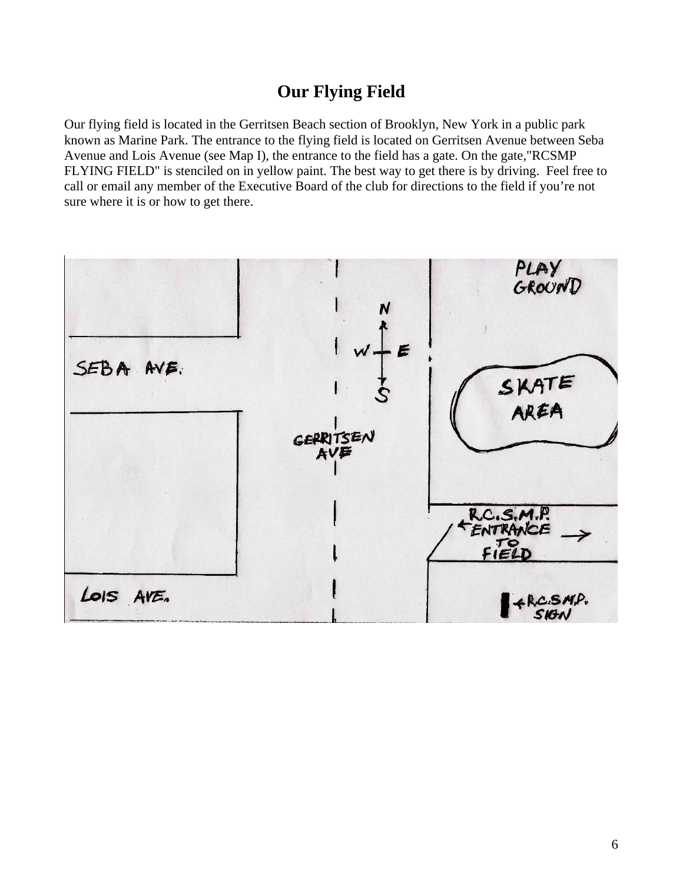# Our Flying Field

Our flying field is located in the Gerritsen Beach section of Brooklyn, New York in a public park known as Marine Park. The entrance to the flying field is located on Gerritsen Avenue between Seba Avenue and Lois Avenue (see Map I), the entrance to the field has a gate. On the gate,"RCSMP FLYING FIELD" is stenciled on in yellow paint. The best way to get there is by driving. Feel free to call or email any member of the Executive Board of the club for directions to the field if you're not sure where it is or how to get there.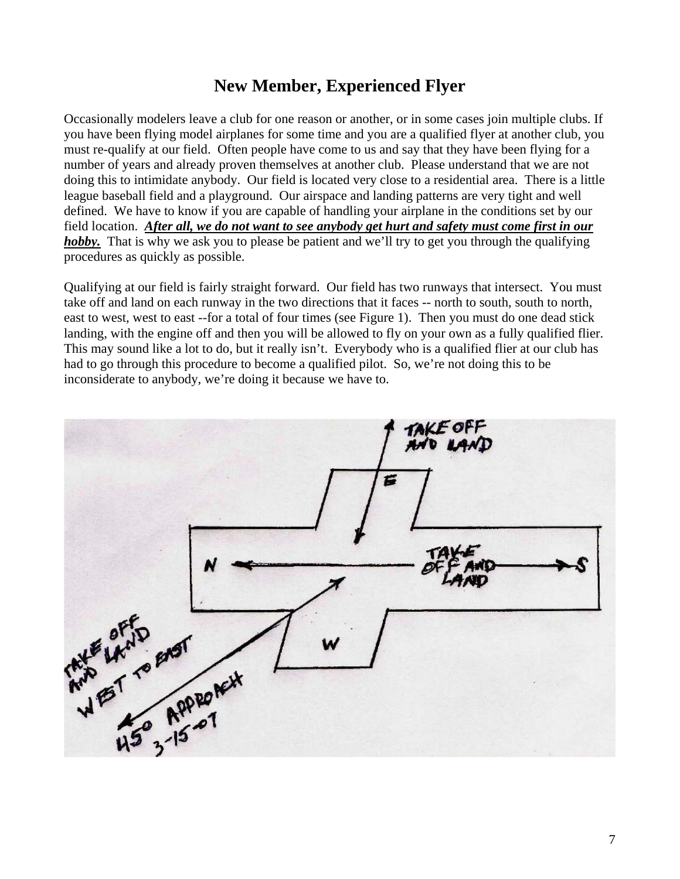## New Member, Experienced Flyer

Occasionally modelers leave a club for one reason or another, or in some cases join multiple clubs. If you have been flying model airplanes for some time and you are a qualified flyer at another club, you must re-qualify at our field. Often people have come to us and say that they have been flying for a number of years and already proven themselves at another club. Please understand that we are not doing this to intimidate anybody. Our field is located very close to a residential area. There is a little league baseball field and a playground. Our airspace and landing patterns are very tight and well defined. We have to know if you are capable of handling your airplane in the conditions set by our field location. ***<u>After all, we do not want to see anybody get hurt and safety must come first in our hobby.</u>*** That is why we ask you to please be patient and we'll try to get you through the qualifying procedures as quickly as possible.

Qualifying at our field is fairly straight forward. Our field has two runways that intersect. You must take off and land on each runway in the two directions that it faces -- north to south, south to north, east to west, west to east --for a total of four times (see Figure 1). Then you must do one dead stick landing, with the engine off and then you will be allowed to fly on your own as a fully qualified flier. This may sound like a lot to do, but it really isn't. Everybody who is a qualified flier at our club has had to go through this procedure to become a qualified pilot. So, we're not doing this to be inconsiderate to anybody, we're doing it because we have to.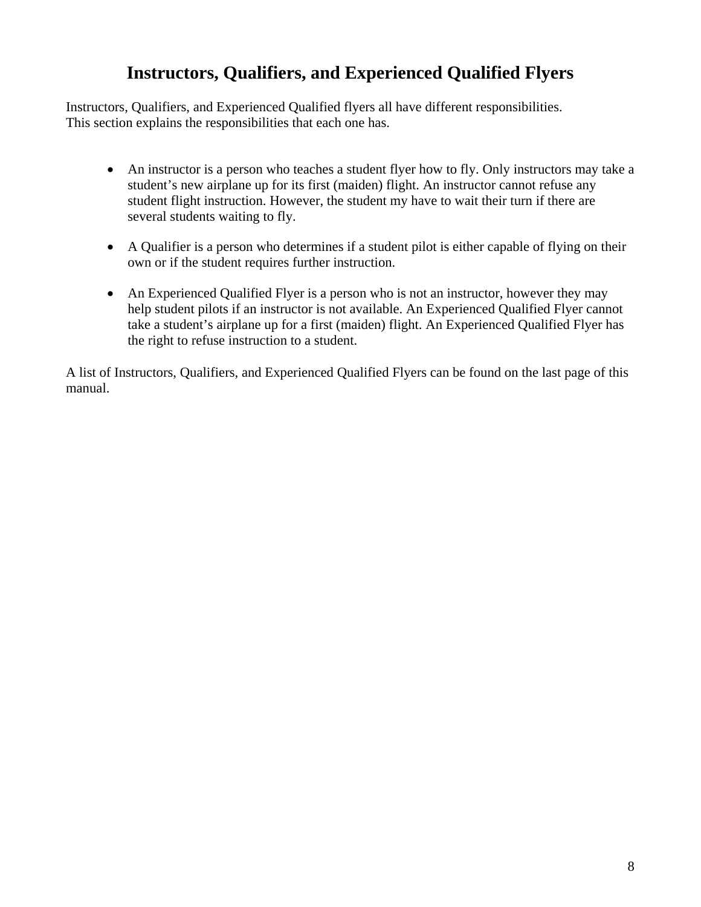# Instructors, Qualifiers, and Experienced Qualified Flyers

Instructors, Qualifiers, and Experienced Qualified flyers all have different responsibilities. This section explains the responsibilities that each one has.

- An instructor is a person who teaches a student flyer how to fly. Only instructors may take a student's new airplane up for its first (maiden) flight. An instructor cannot refuse any student flight instruction. However, the student my have to wait their turn if there are several students waiting to fly.

- A Qualifier is a person who determines if a student pilot is either capable of flying on their own or if the student requires further instruction.

- An Experienced Qualified Flyer is a person who is not an instructor, however they may help student pilots if an instructor is not available. An Experienced Qualified Flyer cannot take a student's airplane up for a first (maiden) flight. An Experienced Qualified Flyer has the right to refuse instruction to a student.

A list of Instructors, Qualifiers, and Experienced Qualified Flyers can be found on the last page of this manual.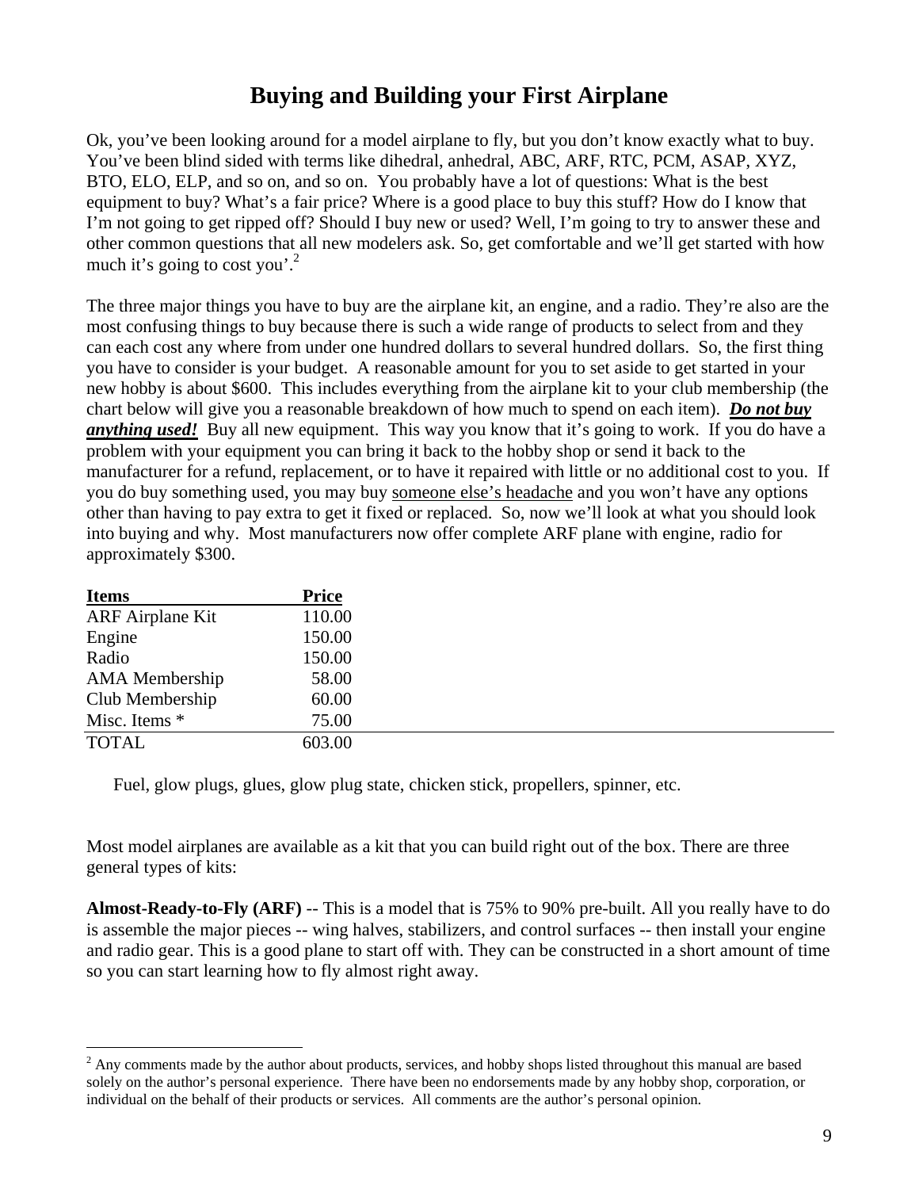# Buying and Building your First Airplane

Ok, you've been looking around for a model airplane to fly, but you don't know exactly what to buy. You've been blind sided with terms like dihedral, anhedral, ABC, ARF, RTC, PCM, ASAP, XYZ, BTO, ELO, ELP, and so on, and so on. You probably have a lot of questions: What is the best equipment to buy? What's a fair price? Where is a good place to buy this stuff? How do I know that I'm not going to get ripped off? Should I buy new or used? Well, I'm going to try to answer these and other common questions that all new modelers ask. So, get comfortable and we'll get started with how much it's going to cost you'.[2]

The three major things you have to buy are the airplane kit, an engine, and a radio. They're also are the most confusing things to buy because there is such a wide range of products to select from and they can each cost any where from under one hundred dollars to several hundred dollars. So, the first thing you have to consider is your budget. A reasonable amount for you to set aside to get started in your new hobby is about $600. This includes everything from the airplane kit to your club membership (the chart below will give you a reasonable breakdown of how much to spend on each item). ***Do not buy anything used!*** Buy all new equipment. This way you know that it's going to work. If you do have a problem with your equipment you can bring it back to the hobby shop or send it back to the manufacturer for a refund, replacement, or to have it repaired with little or no additional cost to you. If you do buy something used, you may buy someone else's headache and you won't have any options other than having to pay extra to get it fixed or replaced. So, now we'll look at what you should look into buying and why. Most manufacturers now offer complete ARF plane with engine, radio for approximately $300.

| Items | Price |
|---|---|
| ARF Airplane Kit | 110.00 |
| Engine | 150.00 |
| Radio | 150.00 |
| AMA Membership | 58.00 |
| Club Membership | 60.00 |
| Misc. Items * | 75.00 |
| TOTAL | 603.00 |

Fuel, glow plugs, glues, glow plug state, chicken stick, propellers, spinner, etc.

Most model airplanes are available as a kit that you can build right out of the box. There are three general types of kits:

**Almost-Ready-to-Fly (ARF)** -- This is a model that is 75% to 90% pre-built. All you really have to do is assemble the major pieces -- wing halves, stabilizers, and control surfaces -- then install your engine and radio gear. This is a good plane to start off with. They can be constructed in a short amount of time so you can start learning how to fly almost right away.

[2] Any comments made by the author about products, services, and hobby shops listed throughout this manual are based solely on the author's personal experience. There have been no endorsements made by any hobby shop, corporation, or individual on the behalf of their products or services. All comments are the author's personal opinion.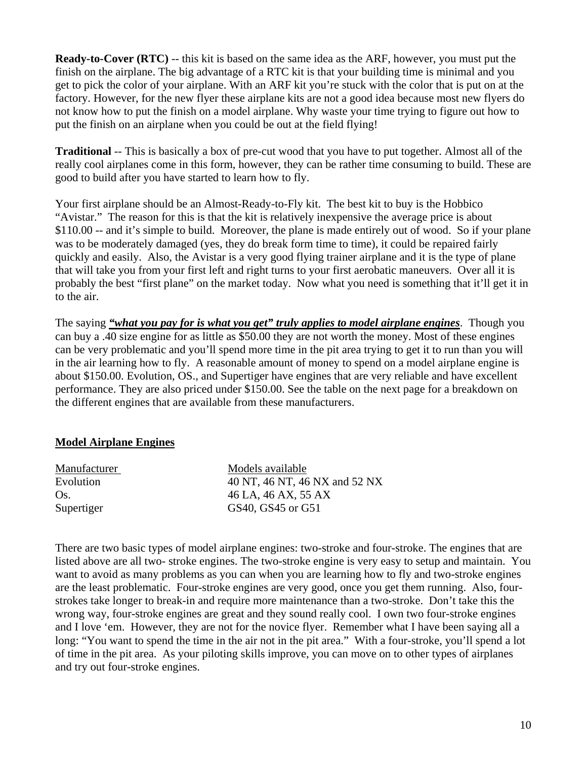**Ready-to-Cover (RTC)** -- this kit is based on the same idea as the ARF, however, you must put the finish on the airplane. The big advantage of a RTC kit is that your building time is minimal and you get to pick the color of your airplane. With an ARF kit you're stuck with the color that is put on at the factory. However, for the new flyer these airplane kits are not a good idea because most new flyers do not know how to put the finish on a model airplane. Why waste your time trying to figure out how to put the finish on an airplane when you could be out at the field flying!

**Traditional** -- This is basically a box of pre-cut wood that you have to put together. Almost all of the really cool airplanes come in this form, however, they can be rather time consuming to build. These are good to build after you have started to learn how to fly.

Your first airplane should be an Almost-Ready-to-Fly kit. The best kit to buy is the Hobbico "Avistar." The reason for this is that the kit is relatively inexpensive the average price is about $110.00 -- and it's simple to build. Moreover, the plane is made entirely out of wood. So if your plane was to be moderately damaged (yes, they do break form time to time), it could be repaired fairly quickly and easily. Also, the Avistar is a very good flying trainer airplane and it is the type of plane that will take you from your first left and right turns to your first aerobatic maneuvers. Over all it is probably the best "first plane" on the market today. Now what you need is something that it'll get it in to the air.

The saying ***"what you pay for is what you get" truly applies to model airplane engines***. Though you can buy a .40 size engine for as little as $50.00 they are not worth the money. Most of these engines can be very problematic and you'll spend more time in the pit area trying to get it to run than you will in the air learning how to fly. A reasonable amount of money to spend on a model airplane engine is about $150.00. Evolution, OS., and Supertiger have engines that are very reliable and have excellent performance. They are also priced under $150.00. See the table on the next page for a breakdown on the different engines that are available from these manufacturers.

## Model Airplane Engines

| Manufacturer | Models available |
|---|---|
| Evolution | 40 NT, 46 NT, 46 NX and 52 NX |
| Os. | 46 LA, 46 AX, 55 AX |
| Supertiger | GS40, GS45 or G51 |

There are two basic types of model airplane engines: two-stroke and four-stroke. The engines that are listed above are all two- stroke engines. The two-stroke engine is very easy to setup and maintain. You want to avoid as many problems as you can when you are learning how to fly and two-stroke engines are the least problematic. Four-stroke engines are very good, once you get them running. Also, four-strokes take longer to break-in and require more maintenance than a two-stroke. Don't take this the wrong way, four-stroke engines are great and they sound really cool. I own two four-stroke engines and I love 'em. However, they are not for the novice flyer. Remember what I have been saying all a long: "You want to spend the time in the air not in the pit area." With a four-stroke, you'll spend a lot of time in the pit area. As your piloting skills improve, you can move on to other types of airplanes and try out four-stroke engines.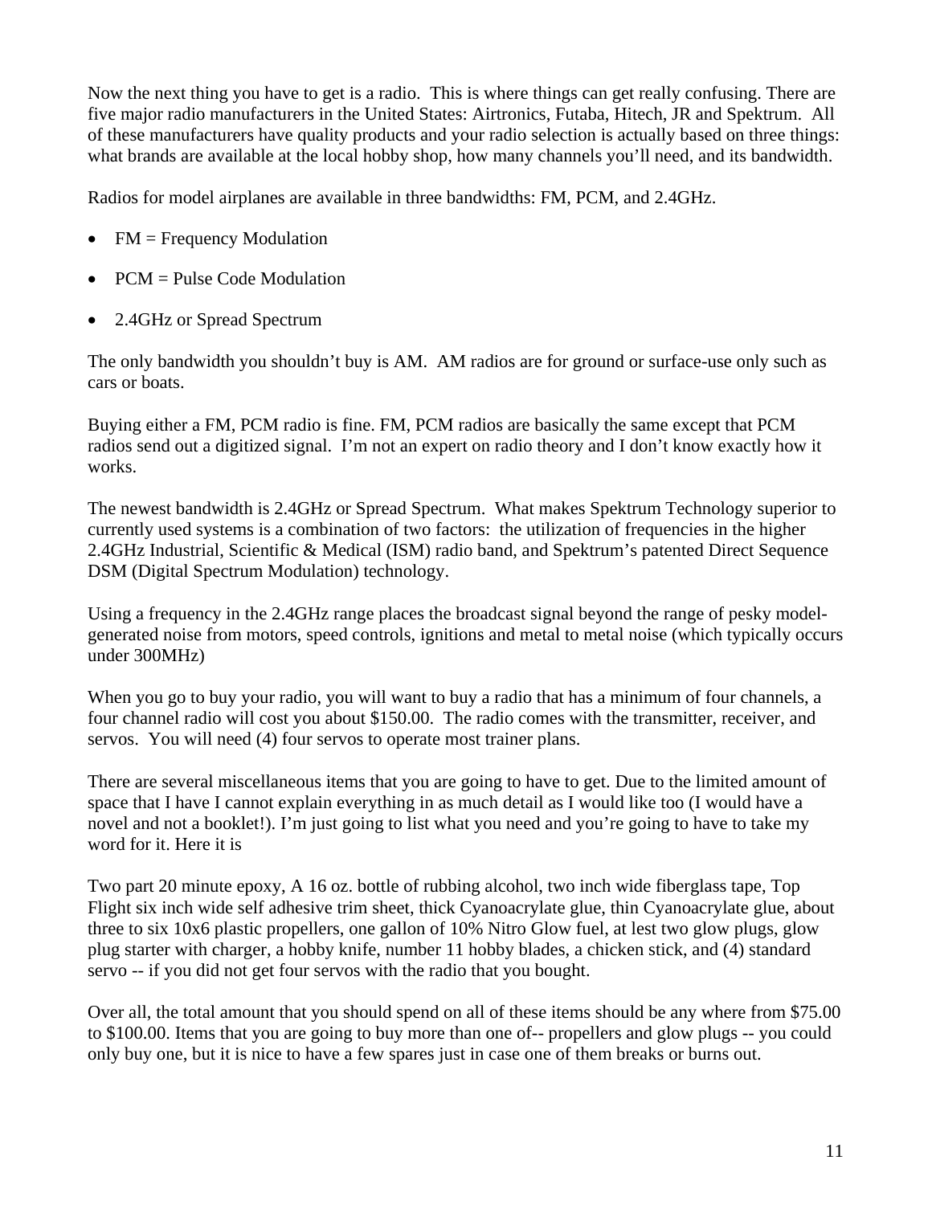Now the next thing you have to get is a radio. This is where things can get really confusing. There are five major radio manufacturers in the United States: Airtronics, Futaba, Hitech, JR and Spektrum. All of these manufacturers have quality products and your radio selection is actually based on three things: what brands are available at the local hobby shop, how many channels you'll need, and its bandwidth.

Radios for model airplanes are available in three bandwidths: FM, PCM, and 2.4GHz.

- FM = Frequency Modulation
- PCM = Pulse Code Modulation
- 2.4GHz or Spread Spectrum

The only bandwidth you shouldn't buy is AM. AM radios are for ground or surface-use only such as cars or boats.

Buying either a FM, PCM radio is fine. FM, PCM radios are basically the same except that PCM radios send out a digitized signal. I'm not an expert on radio theory and I don't know exactly how it works.

The newest bandwidth is 2.4GHz or Spread Spectrum. What makes Spektrum Technology superior to currently used systems is a combination of two factors: the utilization of frequencies in the higher 2.4GHz Industrial, Scientific & Medical (ISM) radio band, and Spektrum's patented Direct Sequence DSM (Digital Spectrum Modulation) technology.

Using a frequency in the 2.4GHz range places the broadcast signal beyond the range of pesky model-generated noise from motors, speed controls, ignitions and metal to metal noise (which typically occurs under 300MHz)

When you go to buy your radio, you will want to buy a radio that has a minimum of four channels, a four channel radio will cost you about $150.00. The radio comes with the transmitter, receiver, and servos. You will need (4) four servos to operate most trainer plans.

There are several miscellaneous items that you are going to have to get. Due to the limited amount of space that I have I cannot explain everything in as much detail as I would like too (I would have a novel and not a booklet!). I'm just going to list what you need and you're going to have to take my word for it. Here it is

Two part 20 minute epoxy, A 16 oz. bottle of rubbing alcohol, two inch wide fiberglass tape, Top Flight six inch wide self adhesive trim sheet, thick Cyanoacrylate glue, thin Cyanoacrylate glue, about three to six 10x6 plastic propellers, one gallon of 10% Nitro Glow fuel, at lest two glow plugs, glow plug starter with charger, a hobby knife, number 11 hobby blades, a chicken stick, and (4) standard servo -- if you did not get four servos with the radio that you bought.

Over all, the total amount that you should spend on all of these items should be any where from $75.00 to $100.00. Items that you are going to buy more than one of-- propellers and glow plugs -- you could only buy one, but it is nice to have a few spares just in case one of them breaks or burns out.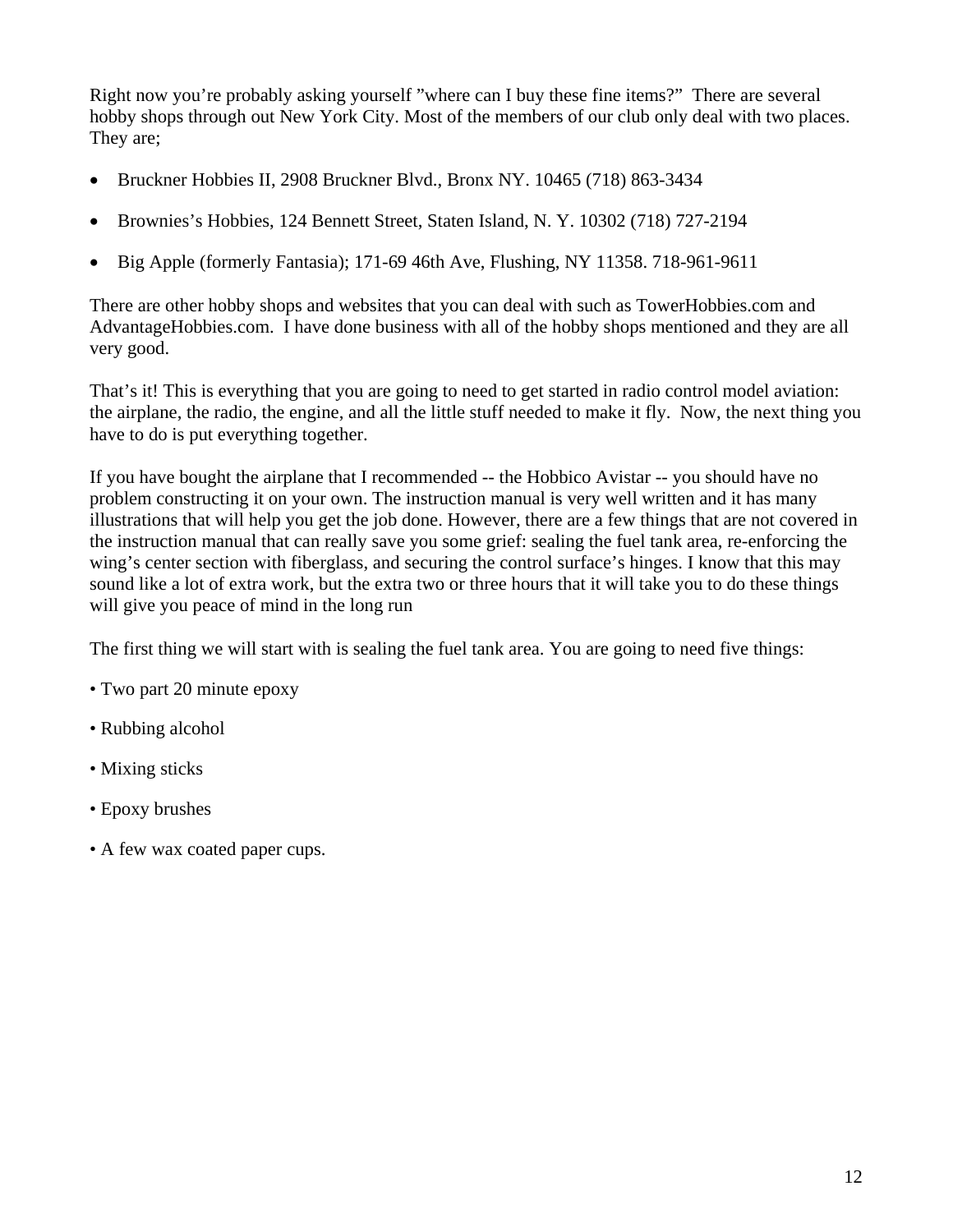Right now you're probably asking yourself "where can I buy these fine items?" There are several hobby shops through out New York City. Most of the members of our club only deal with two places. They are;

- Bruckner Hobbies II, 2908 Bruckner Blvd., Bronx NY. 10465 (718) 863-3434
- Brownies's Hobbies, 124 Bennett Street, Staten Island, N. Y. 10302 (718) 727-2194
- Big Apple (formerly Fantasia); 171-69 46th Ave, Flushing, NY 11358. 718-961-9611

There are other hobby shops and websites that you can deal with such as TowerHobbies.com and AdvantageHobbies.com. I have done business with all of the hobby shops mentioned and they are all very good.

That's it! This is everything that you are going to need to get started in radio control model aviation: the airplane, the radio, the engine, and all the little stuff needed to make it fly. Now, the next thing you have to do is put everything together.

If you have bought the airplane that I recommended -- the Hobbico Avistar -- you should have no problem constructing it on your own. The instruction manual is very well written and it has many illustrations that will help you get the job done. However, there are a few things that are not covered in the instruction manual that can really save you some grief: sealing the fuel tank area, re-enforcing the wing's center section with fiberglass, and securing the control surface's hinges. I know that this may sound like a lot of extra work, but the extra two or three hours that it will take you to do these things will give you peace of mind in the long run

The first thing we will start with is sealing the fuel tank area. You are going to need five things:

- Two part 20 minute epoxy
- Rubbing alcohol
- Mixing sticks
- Epoxy brushes
- A few wax coated paper cups.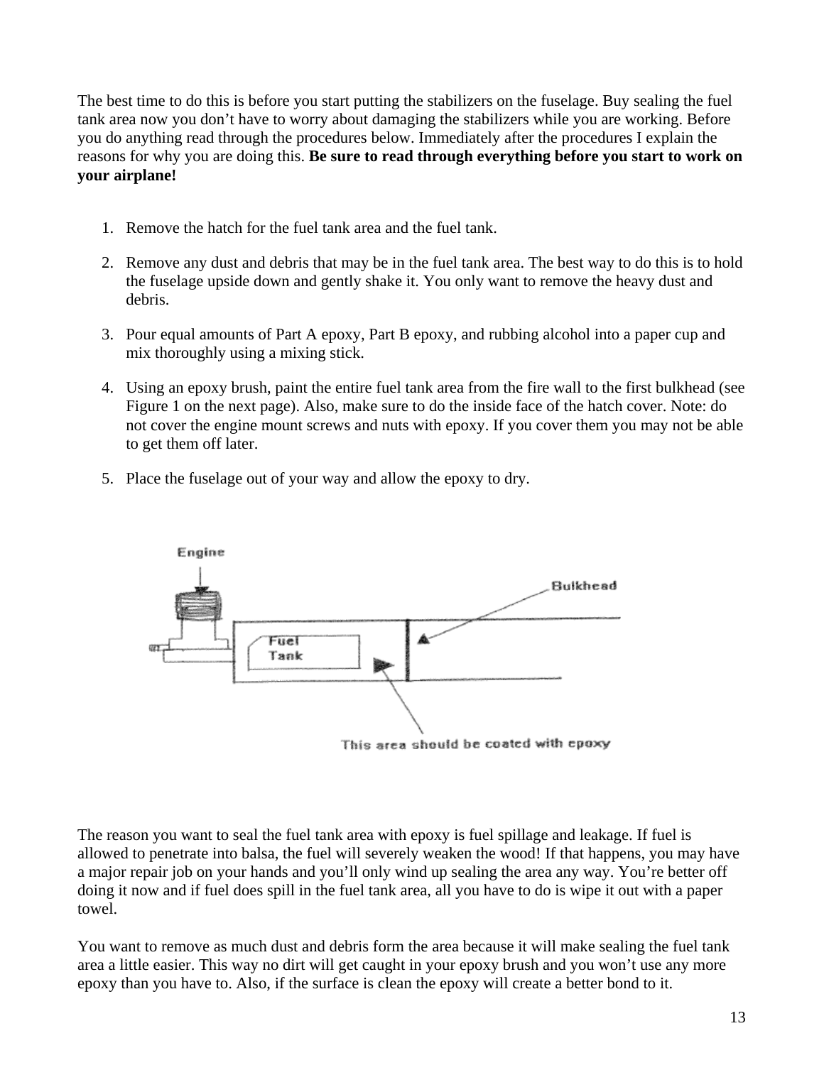The best time to do this is before you start putting the stabilizers on the fuselage. Buy sealing the fuel tank area now you don't have to worry about damaging the stabilizers while you are working. Before you do anything read through the procedures below. Immediately after the procedures I explain the reasons for why you are doing this. **Be sure to read through everything before you start to work on your airplane!**

1. Remove the hatch for the fuel tank area and the fuel tank.
2. Remove any dust and debris that may be in the fuel tank area. The best way to do this is to hold the fuselage upside down and gently shake it. You only want to remove the heavy dust and debris.
3. Pour equal amounts of Part A epoxy, Part B epoxy, and rubbing alcohol into a paper cup and mix thoroughly using a mixing stick.
4. Using an epoxy brush, paint the entire fuel tank area from the fire wall to the first bulkhead (see Figure 1 on the next page). Also, make sure to do the inside face of the hatch cover. Note: do not cover the engine mount screws and nuts with epoxy. If you cover them you may not be able to get them off later.
5. Place the fuselage out of your way and allow the epoxy to dry.

Engine

Bulkhead

Fuel Tank

This area should be coated with epoxy

The reason you want to seal the fuel tank area with epoxy is fuel spillage and leakage. If fuel is allowed to penetrate into balsa, the fuel will severely weaken the wood! If that happens, you may have a major repair job on your hands and you'll only wind up sealing the area any way. You're better off doing it now and if fuel does spill in the fuel tank area, all you have to do is wipe it out with a paper towel.

You want to remove as much dust and debris form the area because it will make sealing the fuel tank area a little easier. This way no dirt will get caught in your epoxy brush and you won't use any more epoxy than you have to. Also, if the surface is clean the epoxy will create a better bond to it.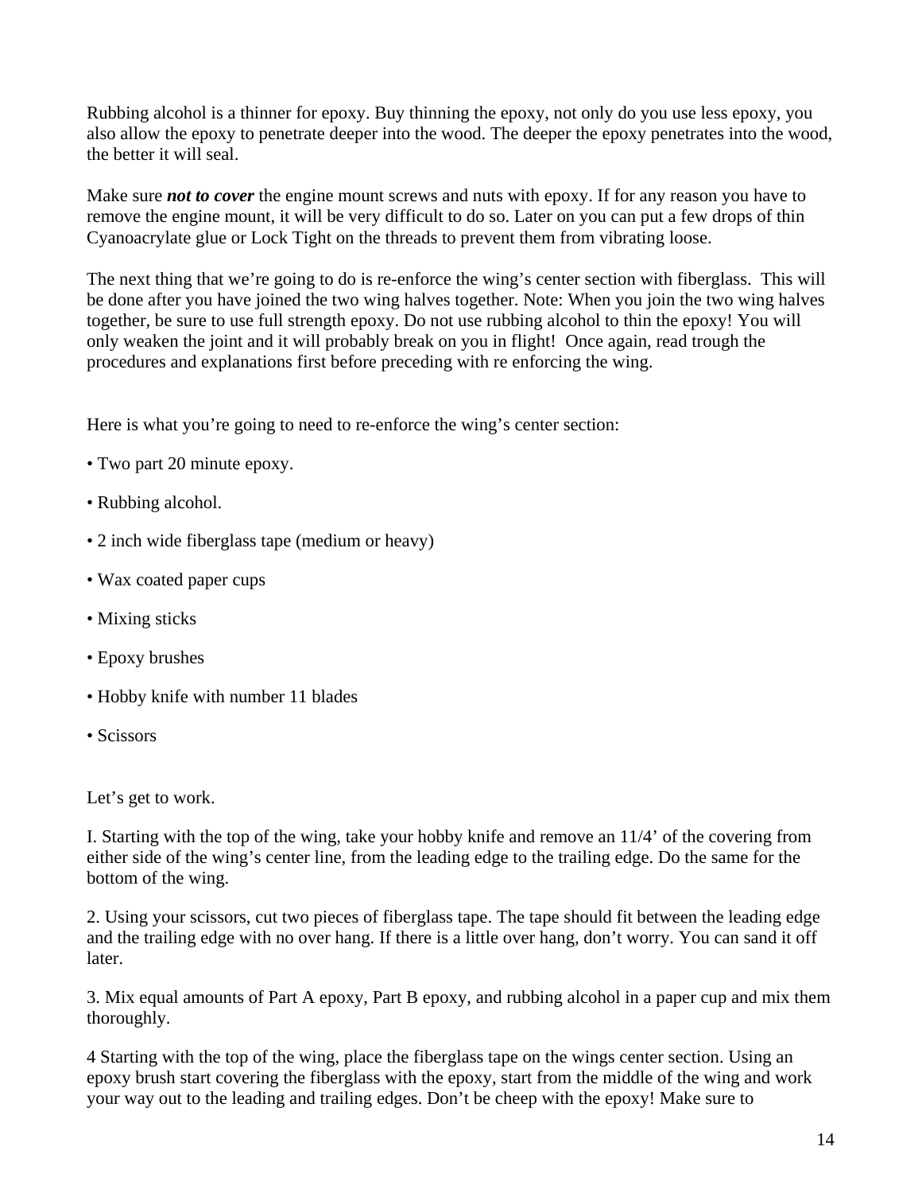Rubbing alcohol is a thinner for epoxy. Buy thinning the epoxy, not only do you use less epoxy, you also allow the epoxy to penetrate deeper into the wood. The deeper the epoxy penetrates into the wood, the better it will seal.

Make sure ***not to cover*** the engine mount screws and nuts with epoxy. If for any reason you have to remove the engine mount, it will be very difficult to do so. Later on you can put a few drops of thin Cyanoacrylate glue or Lock Tight on the threads to prevent them from vibrating loose.

The next thing that we're going to do is re-enforce the wing's center section with fiberglass. This will be done after you have joined the two wing halves together. Note: When you join the two wing halves together, be sure to use full strength epoxy. Do not use rubbing alcohol to thin the epoxy! You will only weaken the joint and it will probably break on you in flight! Once again, read trough the procedures and explanations first before preceding with re enforcing the wing.

Here is what you're going to need to re-enforce the wing's center section:

- Two part 20 minute epoxy.
- Rubbing alcohol.
- 2 inch wide fiberglass tape (medium or heavy)
- Wax coated paper cups
- Mixing sticks
- Epoxy brushes
- Hobby knife with number 11 blades
- Scissors

Let's get to work.

I. Starting with the top of the wing, take your hobby knife and remove an 11/4' of the covering from either side of the wing's center line, from the leading edge to the trailing edge. Do the same for the bottom of the wing.

2. Using your scissors, cut two pieces of fiberglass tape. The tape should fit between the leading edge and the trailing edge with no over hang. If there is a little over hang, don't worry. You can sand it off later.

3. Mix equal amounts of Part A epoxy, Part B epoxy, and rubbing alcohol in a paper cup and mix them thoroughly.

4 Starting with the top of the wing, place the fiberglass tape on the wings center section. Using an epoxy brush start covering the fiberglass with the epoxy, start from the middle of the wing and work your way out to the leading and trailing edges. Don't be cheep with the epoxy! Make sure to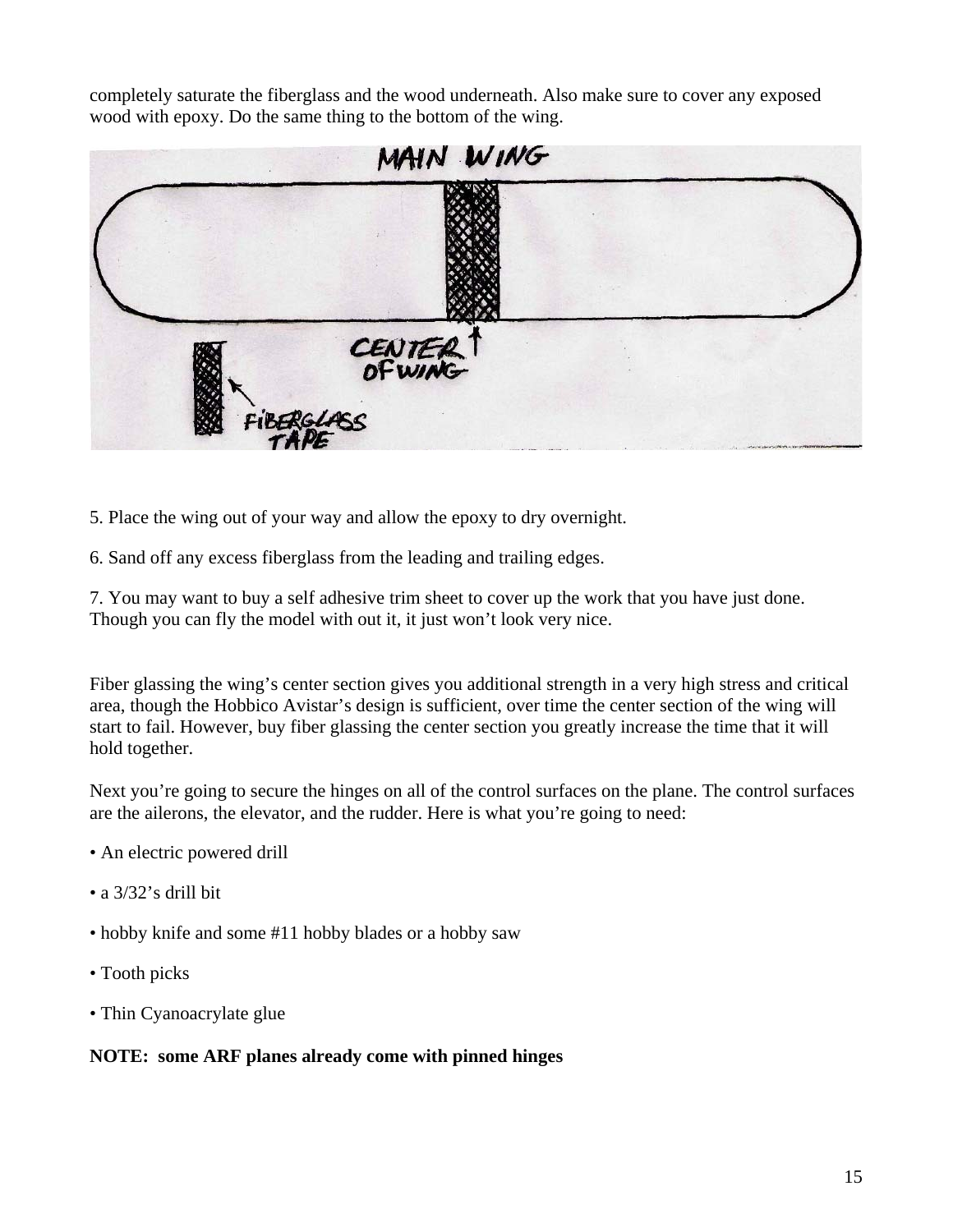completely saturate the fiberglass and the wood underneath. Also make sure to cover any exposed wood with epoxy. Do the same thing to the bottom of the wing.

5. Place the wing out of your way and allow the epoxy to dry overnight.

6. Sand off any excess fiberglass from the leading and trailing edges.

7. You may want to buy a self adhesive trim sheet to cover up the work that you have just done. Though you can fly the model with out it, it just won't look very nice.

Fiber glassing the wing's center section gives you additional strength in a very high stress and critical area, though the Hobbico Avistar's design is sufficient, over time the center section of the wing will start to fail. However, buy fiber glassing the center section you greatly increase the time that it will hold together.

Next you're going to secure the hinges on all of the control surfaces on the plane. The control surfaces are the ailerons, the elevator, and the rudder. Here is what you're going to need:

- An electric powered drill
- a 3/32's drill bit
- hobby knife and some #11 hobby blades or a hobby saw
- Tooth picks
- Thin Cyanoacrylate glue

**NOTE: some ARF planes already come with pinned hinges**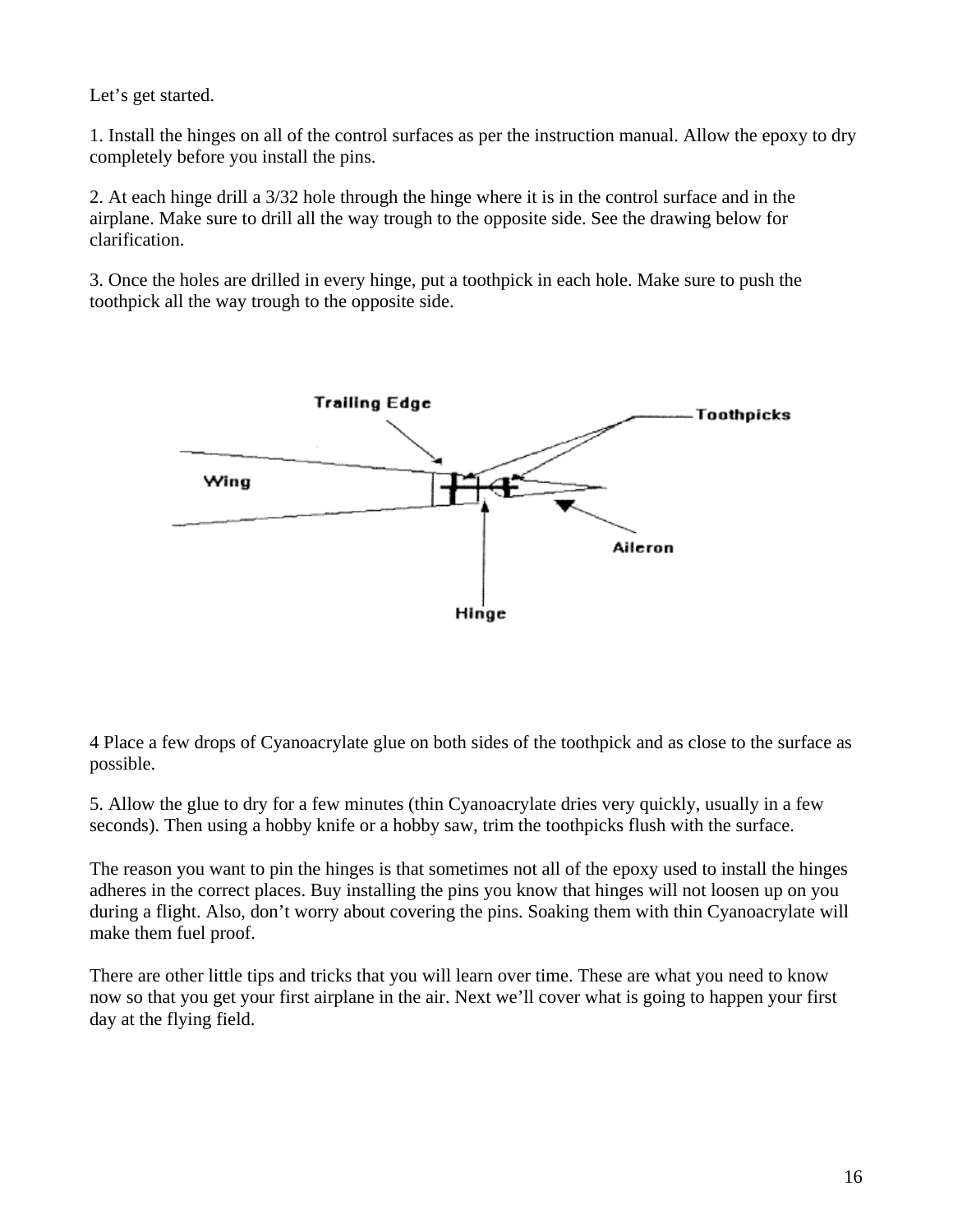Let’s get started.

1. Install the hinges on all of the control surfaces as per the instruction manual. Allow the epoxy to dry completely before you install the pins.

2. At each hinge drill a 3/32 hole through the hinge where it is in the control surface and in the airplane. Make sure to drill all the way trough to the opposite side. See the drawing below for clarification.

3. Once the holes are drilled in every hinge, put a toothpick in each hole. Make sure to push the toothpick all the way trough to the opposite side.

4 Place a few drops of Cyanoacrylate glue on both sides of the toothpick and as close to the surface as possible.

5. Allow the glue to dry for a few minutes (thin Cyanoacrylate dries very quickly, usually in a few seconds). Then using a hobby knife or a hobby saw, trim the toothpicks flush with the surface.

The reason you want to pin the hinges is that sometimes not all of the epoxy used to install the hinges adheres in the correct places. Buy installing the pins you know that hinges will not loosen up on you during a flight. Also, don’t worry about covering the pins. Soaking them with thin Cyanoacrylate will make them fuel proof.

There are other little tips and tricks that you will learn over time. These are what you need to know now so that you get your first airplane in the air. Next we’ll cover what is going to happen your first day at the flying field.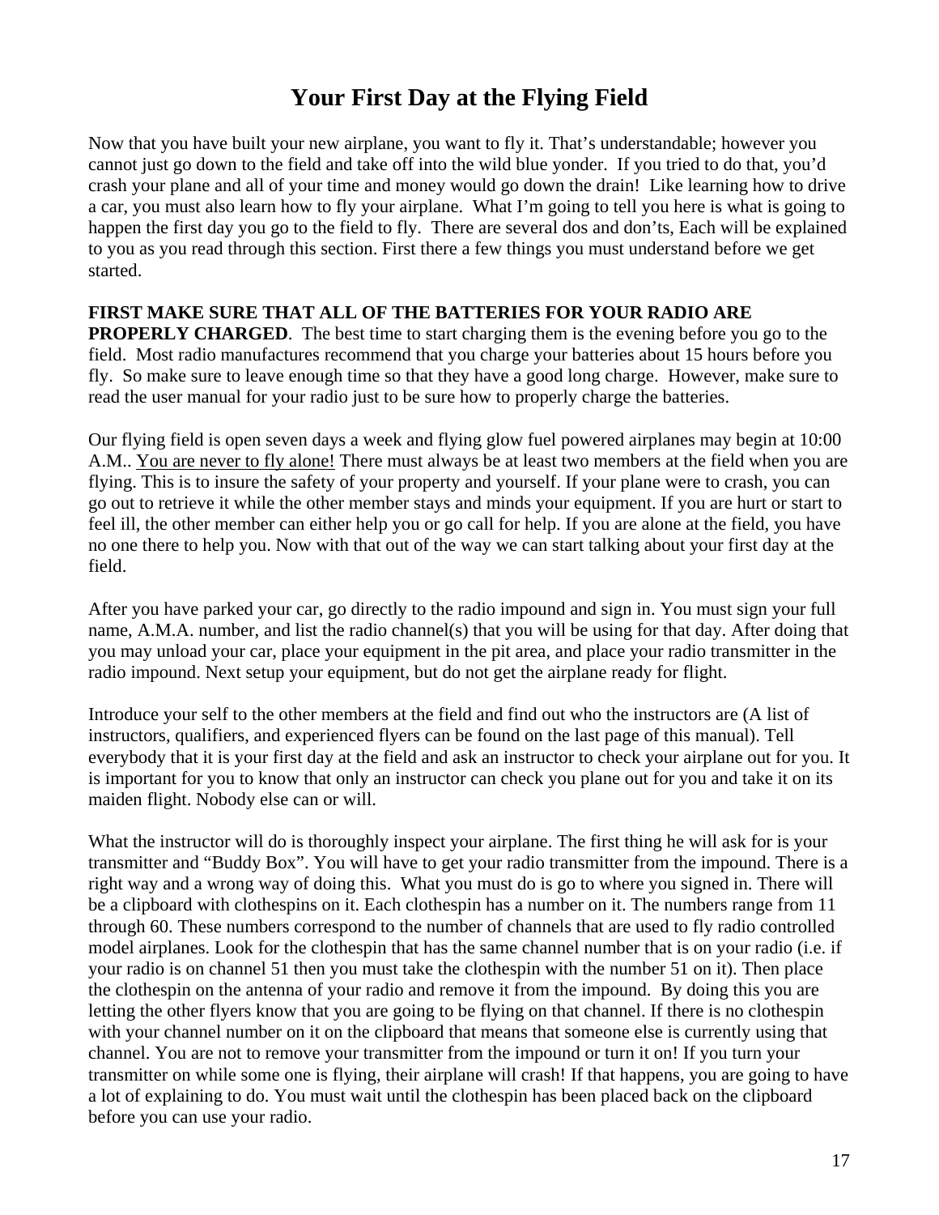# Your First Day at the Flying Field

Now that you have built your new airplane, you want to fly it. That's understandable; however you cannot just go down to the field and take off into the wild blue yonder. If you tried to do that, you'd crash your plane and all of your time and money would go down the drain! Like learning how to drive a car, you must also learn how to fly your airplane. What I'm going to tell you here is what is going to happen the first day you go to the field to fly. There are several dos and don'ts, Each will be explained to you as you read through this section. First there a few things you must understand before we get started.

**FIRST MAKE SURE THAT ALL OF THE BATTERIES FOR YOUR RADIO ARE PROPERLY CHARGED**. The best time to start charging them is the evening before you go to the field. Most radio manufactures recommend that you charge your batteries about 15 hours before you fly. So make sure to leave enough time so that they have a good long charge. However, make sure to read the user manual for your radio just to be sure how to properly charge the batteries.

Our flying field is open seven days a week and flying glow fuel powered airplanes may begin at 10:00 A.M.. <u>You are never to fly alone!</u> There must always be at least two members at the field when you are flying. This is to insure the safety of your property and yourself. If your plane were to crash, you can go out to retrieve it while the other member stays and minds your equipment. If you are hurt or start to feel ill, the other member can either help you or go call for help. If you are alone at the field, you have no one there to help you. Now with that out of the way we can start talking about your first day at the field.

After you have parked your car, go directly to the radio impound and sign in. You must sign your full name, A.M.A. number, and list the radio channel(s) that you will be using for that day. After doing that you may unload your car, place your equipment in the pit area, and place your radio transmitter in the radio impound. Next setup your equipment, but do not get the airplane ready for flight.

Introduce your self to the other members at the field and find out who the instructors are (A list of instructors, qualifiers, and experienced flyers can be found on the last page of this manual). Tell everybody that it is your first day at the field and ask an instructor to check your airplane out for you. It is important for you to know that only an instructor can check you plane out for you and take it on its maiden flight. Nobody else can or will.

What the instructor will do is thoroughly inspect your airplane. The first thing he will ask for is your transmitter and "Buddy Box". You will have to get your radio transmitter from the impound. There is a right way and a wrong way of doing this. What you must do is go to where you signed in. There will be a clipboard with clothespins on it. Each clothespin has a number on it. The numbers range from 11 through 60. These numbers correspond to the number of channels that are used to fly radio controlled model airplanes. Look for the clothespin that has the same channel number that is on your radio (i.e. if your radio is on channel 51 then you must take the clothespin with the number 51 on it). Then place the clothespin on the antenna of your radio and remove it from the impound. By doing this you are letting the other flyers know that you are going to be flying on that channel. If there is no clothespin with your channel number on it on the clipboard that means that someone else is currently using that channel. You are not to remove your transmitter from the impound or turn it on! If you turn your transmitter on while some one is flying, their airplane will crash! If that happens, you are going to have a lot of explaining to do. You must wait until the clothespin has been placed back on the clipboard before you can use your radio.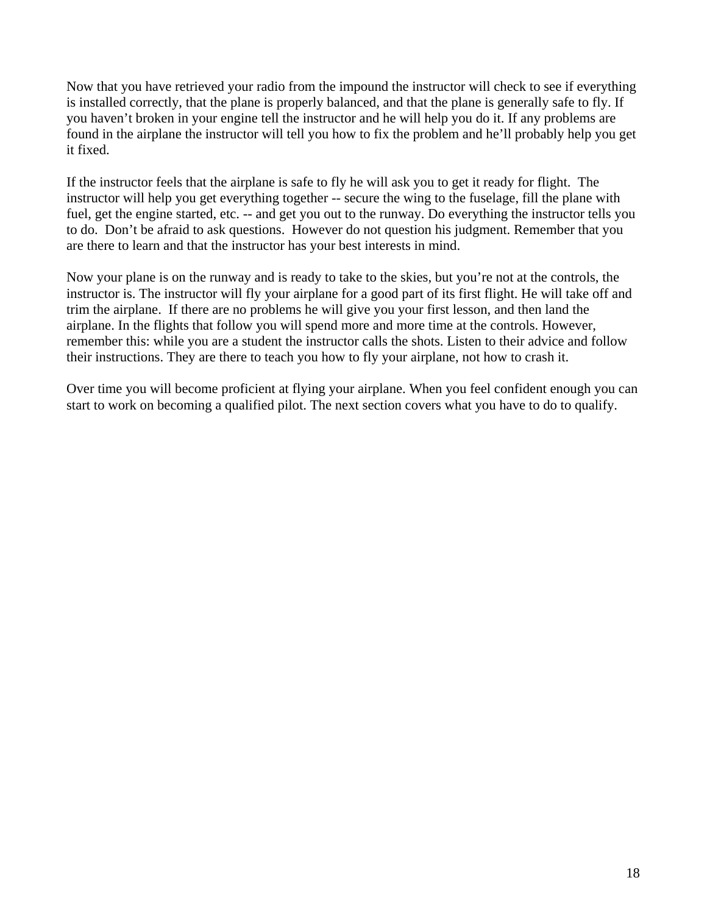Now that you have retrieved your radio from the impound the instructor will check to see if everything is installed correctly, that the plane is properly balanced, and that the plane is generally safe to fly. If you haven't broken in your engine tell the instructor and he will help you do it. If any problems are found in the airplane the instructor will tell you how to fix the problem and he'll probably help you get it fixed.

If the instructor feels that the airplane is safe to fly he will ask you to get it ready for flight. The instructor will help you get everything together -- secure the wing to the fuselage, fill the plane with fuel, get the engine started, etc. -- and get you out to the runway. Do everything the instructor tells you to do. Don't be afraid to ask questions. However do not question his judgment. Remember that you are there to learn and that the instructor has your best interests in mind.

Now your plane is on the runway and is ready to take to the skies, but you're not at the controls, the instructor is. The instructor will fly your airplane for a good part of its first flight. He will take off and trim the airplane. If there are no problems he will give you your first lesson, and then land the airplane. In the flights that follow you will spend more and more time at the controls. However, remember this: while you are a student the instructor calls the shots. Listen to their advice and follow their instructions. They are there to teach you how to fly your airplane, not how to crash it.

Over time you will become proficient at flying your airplane. When you feel confident enough you can start to work on becoming a qualified pilot. The next section covers what you have to do to qualify.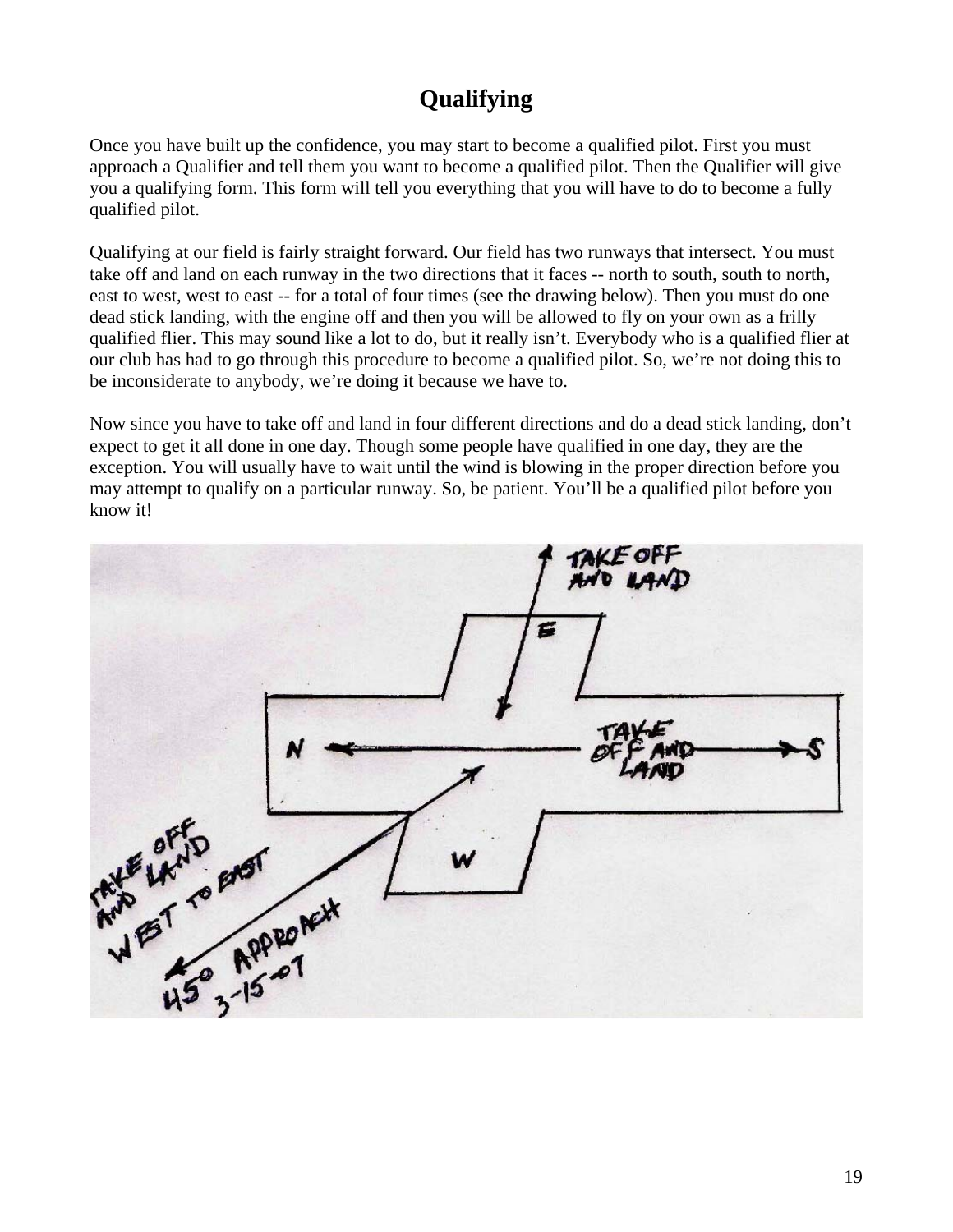# Qualifying

Once you have built up the confidence, you may start to become a qualified pilot. First you must approach a Qualifier and tell them you want to become a qualified pilot. Then the Qualifier will give you a qualifying form. This form will tell you everything that you will have to do to become a fully qualified pilot.

Qualifying at our field is fairly straight forward. Our field has two runways that intersect. You must take off and land on each runway in the two directions that it faces -- north to south, south to north, east to west, west to east -- for a total of four times (see the drawing below). Then you must do one dead stick landing, with the engine off and then you will be allowed to fly on your own as a frilly qualified flier. This may sound like a lot to do, but it really isn't. Everybody who is a qualified flier at our club has had to go through this procedure to become a qualified pilot. So, we're not doing this to be inconsiderate to anybody, we're doing it because we have to.

Now since you have to take off and land in four different directions and do a dead stick landing, don't expect to get it all done in one day. Though some people have qualified in one day, they are the exception. You will usually have to wait until the wind is blowing in the proper direction before you may attempt to qualify on a particular runway. So, be patient. You'll be a qualified pilot before you know it!

TAKE OFF AND LAND

E

N — TAKE OFF AND LAND — S

W

TAKE OFF AND LAND WEST TO EAST

45° APPROACH 3-15-07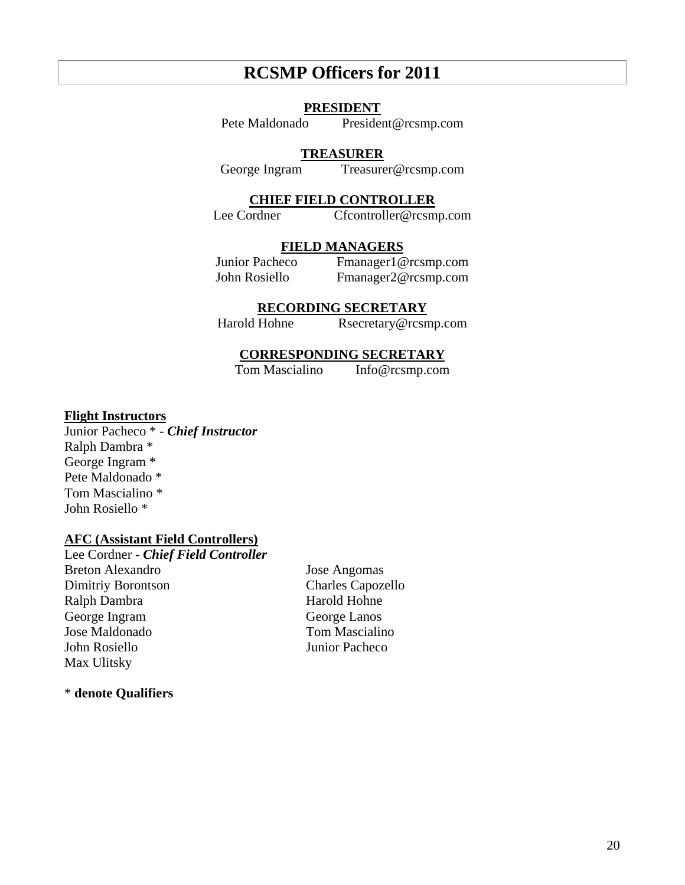# RCSMP Officers for 2011

**PRESIDENT**

Pete Maldonado President@rcsmp.com

**TREASURER**

George Ingram Treasurer@rcsmp.com

**CHIEF FIELD CONTROLLER**

Lee Cordner Cfcontroller@rcsmp.com

**FIELD MANAGERS**

Junior Pacheco Fmanager1@rcsmp.com
John Rosiello Fmanager2@rcsmp.com

**RECORDING SECRETARY**

Harold Hohne Rsecretary@rcsmp.com

**CORRESPONDING SECRETARY**

Tom Mascialino Info@rcsmp.com

**Flight Instructors**

Junior Pacheco * - ***Chief Instructor***
Ralph Dambra *
George Ingram *
Pete Maldonado *
Tom Mascialino *
John Rosiello *

**AFC (Assistant Field Controllers)**

Lee Cordner - ***Chief Field Controller***
Breton Alexandro
Dimitriy Borontson
Ralph Dambra
George Ingram
Jose Maldonado
John Rosiello
Max Ulitsky
Jose Angomas
Charles Capozello
Harold Hohne
George Lanos
Tom Mascialino
Junior Pacheco

* **denote Qualifiers**